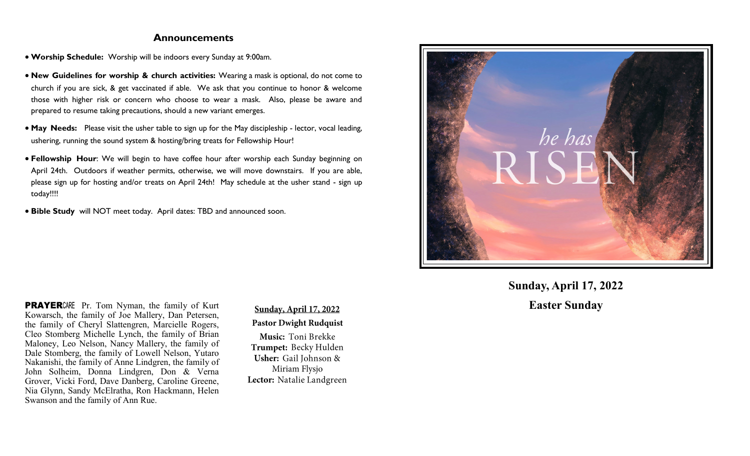## Announcements

- **Worship Schedule:** Worship will be indoors every Sunday at 9:00am.
- **New Guidelines for worship & church activities:** Wearing a mask is optional, do not come to church if you are sick, & get vaccinated if able. We ask that you continue to honor & welcome those with higher risk or concern who choose to wear a mask. Also, please be aware and prepared to resume taking precautions, should a new variant emerges.
- **May Needs:** Please visit the usher table to sign up for the May discipleship - lector, vocal leading, ushering, running the sound system & hosting/bring treats for Fellowship Hour!
- **Fellowship Hour**: We will begin to have coffee hour after worship each Sunday beginning on April 24th. Outdoors if weather permits, otherwise, we will move downstairs. If you are able, please sign up for hosting and/or treats on April 24th! May schedule at the usher stand - sign up today!!!!
- **Bible Study** will NOT meet today. April dates: TBD and announced soon.

**PRAYER**CARE Pr. Tom Nyman, the family of Kurt Kowarsch, the family of Joe Mallery, Dan Petersen, the family of Cheryl Slattengren, Marcielle Rogers, Cleo Stomberg Michelle Lynch, the family of Brian Maloney, Leo Nelson, Nancy Mallery, the family of Dale Stomberg, the family of Lowell Nelson, Yutaro Nakanishi, the family of Anne Lindgren, the family of John Solheim, Donna Lindgren, Don & Verna Grover, Vicki Ford, Dave Danberg, Caroline Greene, Nia Glynn, Sandy McElratha, Ron Hackmann, Helen Swanson and the family of Ann Rue.

**Sunday, April 17, 2022**

**Pastor Dwight Rudquist**

**Music:** Toni Brekke
**Trumpet:** Becky Hulden
**Usher:** Gail Johnson & Miriam Flysjo
**Lector:** Natalie Landgreen

he has RISEN

# Sunday, April 17, 2022

# Easter Sunday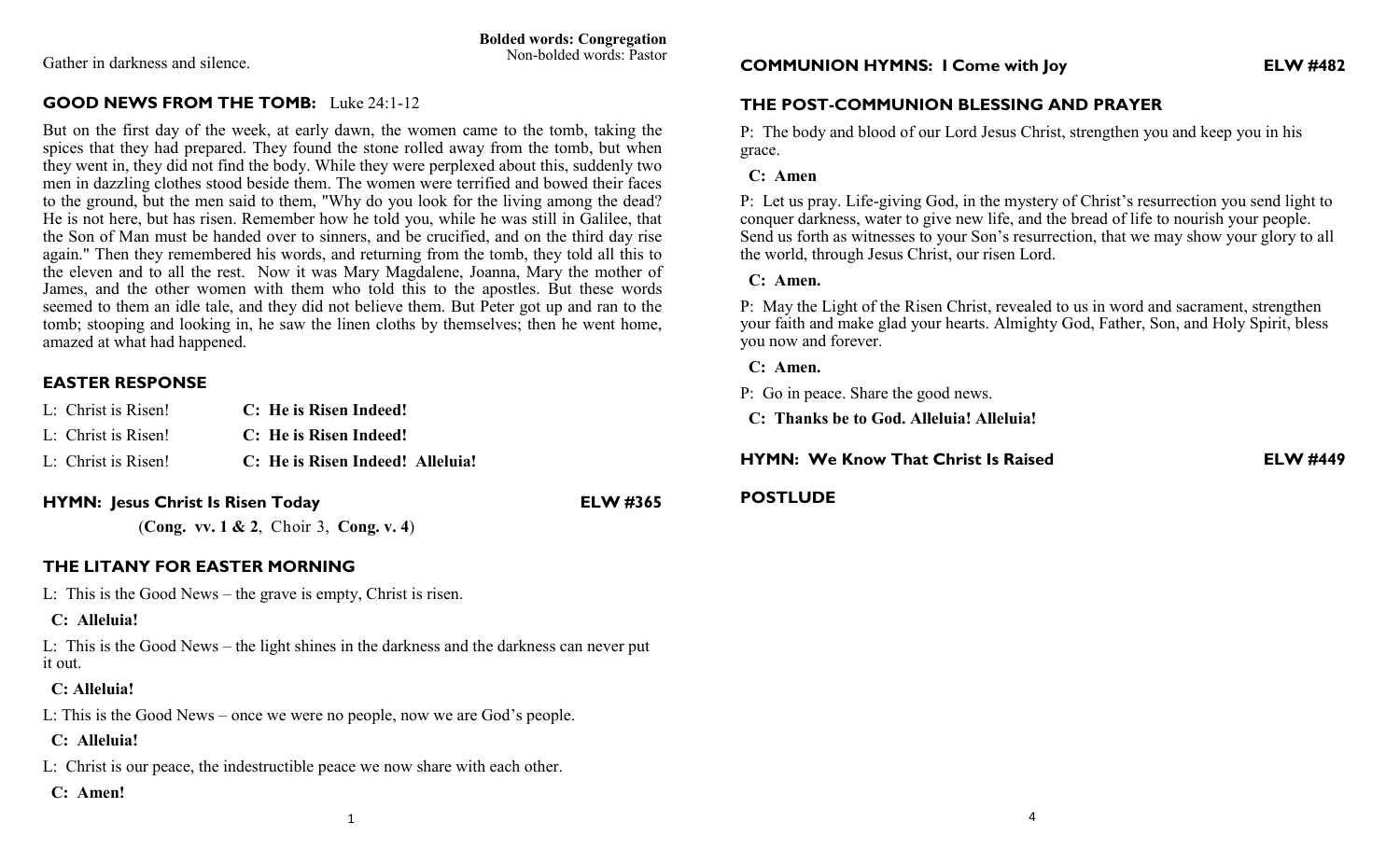**Bolded words: Congregation**
Non-bolded words: Pastor

Gather in darkness and silence.

## GOOD NEWS FROM THE TOMB: Luke 24:1-12

But on the first day of the week, at early dawn, the women came to the tomb, taking the spices that they had prepared. They found the stone rolled away from the tomb, but when they went in, they did not find the body. While they were perplexed about this, suddenly two men in dazzling clothes stood beside them. The women were terrified and bowed their faces to the ground, but the men said to them, "Why do you look for the living among the dead? He is not here, but has risen. Remember how he told you, while he was still in Galilee, that the Son of Man must be handed over to sinners, and be crucified, and on the third day rise again." Then they remembered his words, and returning from the tomb, they told all this to the eleven and to all the rest. Now it was Mary Magdalene, Joanna, Mary the mother of James, and the other women with them who told this to the apostles. But these words seemed to them an idle tale, and they did not believe them. But Peter got up and ran to the tomb; stooping and looking in, he saw the linen cloths by themselves; then he went home, amazed at what had happened.

## EASTER RESPONSE

L: Christ is Risen! **C: He is Risen Indeed!**

L: Christ is Risen! **C: He is Risen Indeed!**

L: Christ is Risen! **C: He is Risen Indeed! Alleluia!**

## HYMN: Jesus Christ Is Risen Today — ELW #365

(**Cong. vv. 1 & 2**, Choir 3, **Cong. v. 4**)

## THE LITANY FOR EASTER MORNING

L: This is the Good News – the grave is empty, Christ is risen.

**C: Alleluia!**

L: This is the Good News – the light shines in the darkness and the darkness can never put it out.

**C: Alleluia!**

L: This is the Good News – once we were no people, now we are God's people.

**C: Alleluia!**

L: Christ is our peace, the indestructible peace we now share with each other.

**C: Amen!**

## COMMUNION HYMNS: I Come with Joy — ELW #482

## THE POST-COMMUNION BLESSING AND PRAYER

P: The body and blood of our Lord Jesus Christ, strengthen you and keep you in his grace.

**C: Amen**

P: Let us pray. Life-giving God, in the mystery of Christ's resurrection you send light to conquer darkness, water to give new life, and the bread of life to nourish your people. Send us forth as witnesses to your Son's resurrection, that we may show your glory to all the world, through Jesus Christ, our risen Lord.

**C: Amen.**

P: May the Light of the Risen Christ, revealed to us in word and sacrament, strengthen your faith and make glad your hearts. Almighty God, Father, Son, and Holy Spirit, bless you now and forever.

**C: Amen.**

P: Go in peace. Share the good news.

**C: Thanks be to God. Alleluia! Alleluia!**

## HYMN: We Know That Christ Is Raised — ELW #449

## POSTLUDE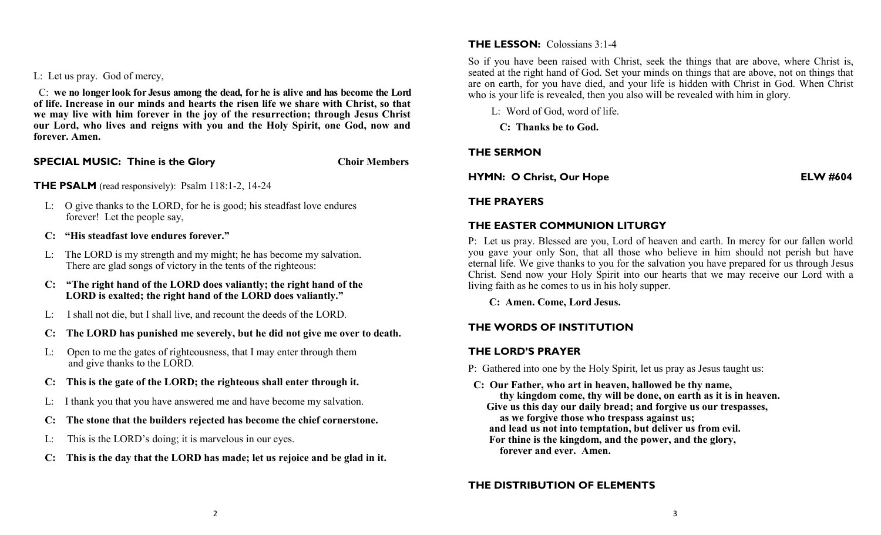L: Let us pray. God of mercy,

C: **we no longer look for Jesus among the dead, for he is alive and has become the Lord of life. Increase in our minds and hearts the risen life we share with Christ, so that we may live with him forever in the joy of the resurrection; through Jesus Christ our Lord, who lives and reigns with you and the Holy Spirit, one God, now and forever. Amen.**

**SPECIAL MUSIC: Thine is the Glory** **Choir Members**

**THE PSALM** (read responsively): Psalm 118:1-2, 14-24

L: O give thanks to the LORD, for he is good; his steadfast love endures forever! Let the people say,

**C: "His steadfast love endures forever."**

L: The LORD is my strength and my might; he has become my salvation. There are glad songs of victory in the tents of the righteous:

**C: "The right hand of the LORD does valiantly; the right hand of the LORD is exalted; the right hand of the LORD does valiantly."**

L: I shall not die, but I shall live, and recount the deeds of the LORD.

**C: The LORD has punished me severely, but he did not give me over to death.**

L: Open to me the gates of righteousness, that I may enter through them and give thanks to the LORD.

**C: This is the gate of the LORD; the righteous shall enter through it.**

L: I thank you that you have answered me and have become my salvation.

**C: The stone that the builders rejected has become the chief cornerstone.**

L: This is the LORD's doing; it is marvelous in our eyes.

**C: This is the day that the LORD has made; let us rejoice and be glad in it.**

**THE LESSON:** Colossians 3:1-4

So if you have been raised with Christ, seek the things that are above, where Christ is, seated at the right hand of God. Set your minds on things that are above, not on things that are on earth, for you have died, and your life is hidden with Christ in God. When Christ who is your life is revealed, then you also will be revealed with him in glory.

L: Word of God, word of life.

**C: Thanks be to God.**

**THE SERMON**

**HYMN: O Christ, Our Hope** **ELW #604**

**THE PRAYERS**

**THE EASTER COMMUNION LITURGY**

P: Let us pray. Blessed are you, Lord of heaven and earth. In mercy for our fallen world you gave your only Son, that all those who believe in him should not perish but have eternal life. We give thanks to you for the salvation you have prepared for us through Jesus Christ. Send now your Holy Spirit into our hearts that we may receive our Lord with a living faith as he comes to us in his holy supper.

**C: Amen. Come, Lord Jesus.**

**THE WORDS OF INSTITUTION**

**THE LORD'S PRAYER**

P: Gathered into one by the Holy Spirit, let us pray as Jesus taught us:

**C: Our Father, who art in heaven, hallowed be thy name,**
**thy kingdom come, thy will be done, on earth as it is in heaven.**
**Give us this day our daily bread; and forgive us our trespasses,**
**as we forgive those who trespass against us;**
**and lead us not into temptation, but deliver us from evil.**
**For thine is the kingdom, and the power, and the glory,**
**forever and ever. Amen.**

**THE DISTRIBUTION OF ELEMENTS**